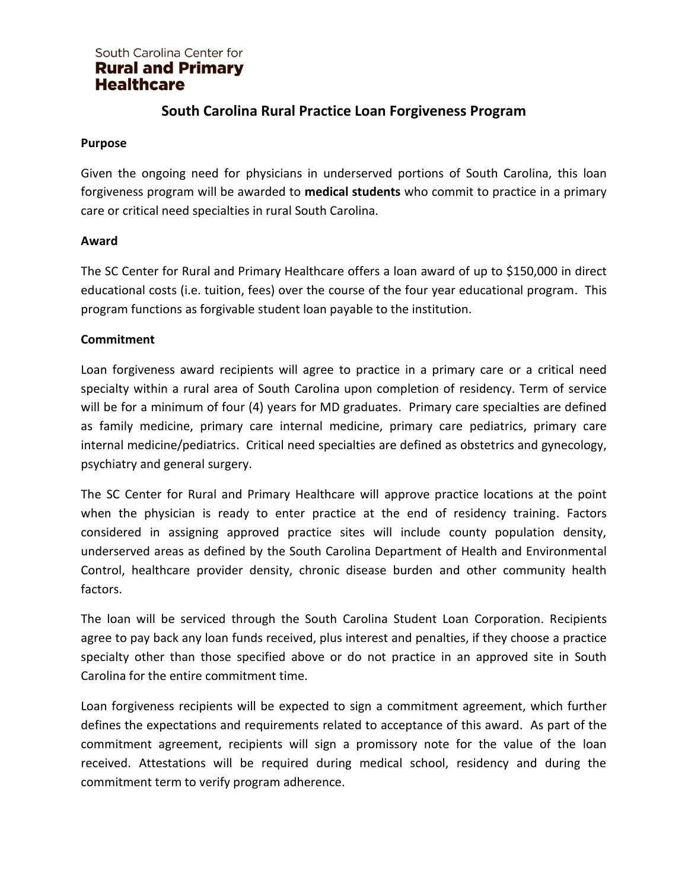South Carolina Center for
**Rural and Primary Healthcare**

# South Carolina Rural Practice Loan Forgiveness Program

**Purpose**

Given the ongoing need for physicians in underserved portions of South Carolina, this loan forgiveness program will be awarded to **medical students** who commit to practice in a primary care or critical need specialties in rural South Carolina.

**Award**

The SC Center for Rural and Primary Healthcare offers a loan award of up to $150,000 in direct educational costs (i.e. tuition, fees) over the course of the four year educational program. This program functions as forgivable student loan payable to the institution.

**Commitment**

Loan forgiveness award recipients will agree to practice in a primary care or a critical need specialty within a rural area of South Carolina upon completion of residency. Term of service will be for a minimum of four (4) years for MD graduates. Primary care specialties are defined as family medicine, primary care internal medicine, primary care pediatrics, primary care internal medicine/pediatrics. Critical need specialties are defined as obstetrics and gynecology, psychiatry and general surgery.

The SC Center for Rural and Primary Healthcare will approve practice locations at the point when the physician is ready to enter practice at the end of residency training. Factors considered in assigning approved practice sites will include county population density, underserved areas as defined by the South Carolina Department of Health and Environmental Control, healthcare provider density, chronic disease burden and other community health factors.

The loan will be serviced through the South Carolina Student Loan Corporation. Recipients agree to pay back any loan funds received, plus interest and penalties, if they choose a practice specialty other than those specified above or do not practice in an approved site in South Carolina for the entire commitment time.

Loan forgiveness recipients will be expected to sign a commitment agreement, which further defines the expectations and requirements related to acceptance of this award. As part of the commitment agreement, recipients will sign a promissory note for the value of the loan received. Attestations will be required during medical school, residency and during the commitment term to verify program adherence.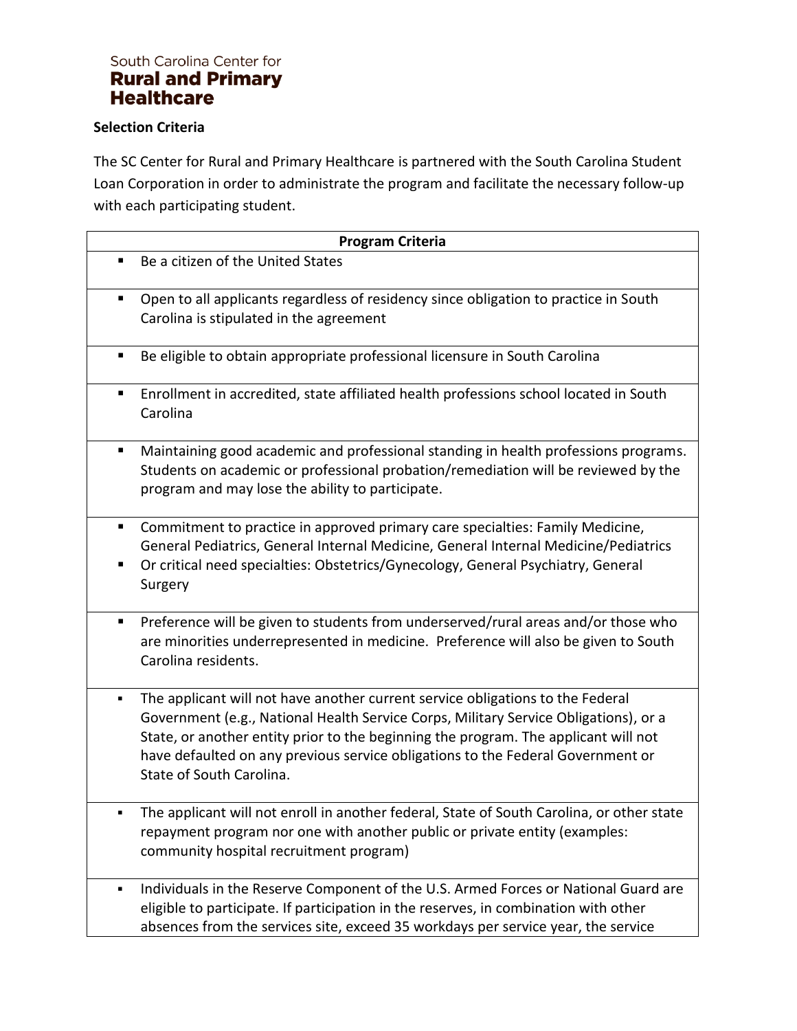South Carolina Center for
**Rural and Primary Healthcare**

**Selection Criteria**

The SC Center for Rural and Primary Healthcare is partnered with the South Carolina Student Loan Corporation in order to administrate the program and facilitate the necessary follow-up with each participating student.

| Program Criteria |
|---|
| ▪ Be a citizen of the United States |
| ▪ Open to all applicants regardless of residency since obligation to practice in South Carolina is stipulated in the agreement |
| ▪ Be eligible to obtain appropriate professional licensure in South Carolina |
| ▪ Enrollment in accredited, state affiliated health professions school located in South Carolina |
| ▪ Maintaining good academic and professional standing in health professions programs. Students on academic or professional probation/remediation will be reviewed by the program and may lose the ability to participate. |
| ▪ Commitment to practice in approved primary care specialties: Family Medicine, General Pediatrics, General Internal Medicine, General Internal Medicine/Pediatrics<br>▪ Or critical need specialties: Obstetrics/Gynecology, General Psychiatry, General Surgery |
| ▪ Preference will be given to students from underserved/rural areas and/or those who are minorities underrepresented in medicine. Preference will also be given to South Carolina residents. |
| ▪ The applicant will not have another current service obligations to the Federal Government (e.g., National Health Service Corps, Military Service Obligations), or a State, or another entity prior to the beginning the program. The applicant will not have defaulted on any previous service obligations to the Federal Government or State of South Carolina. |
| ▪ The applicant will not enroll in another federal, State of South Carolina, or other state repayment program nor one with another public or private entity (examples: community hospital recruitment program) |
| ▪ Individuals in the Reserve Component of the U.S. Armed Forces or National Guard are eligible to participate. If participation in the reserves, in combination with other absences from the services site, exceed 35 workdays per service year, the service |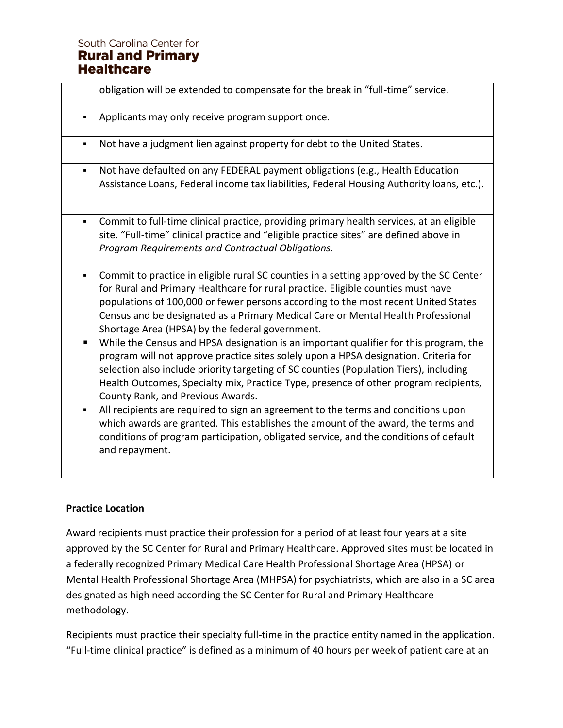obligation will be extended to compensate for the break in “full-time” service.

- Applicants may only receive program support once.
- Not have a judgment lien against property for debt to the United States.
- Not have defaulted on any FEDERAL payment obligations (e.g., Health Education Assistance Loans, Federal income tax liabilities, Federal Housing Authority loans, etc.).
- Commit to full-time clinical practice, providing primary health services, at an eligible site. “Full-time” clinical practice and “eligible practice sites” are defined above in *Program Requirements and Contractual Obligations.*
- Commit to practice in eligible rural SC counties in a setting approved by the SC Center for Rural and Primary Healthcare for rural practice. Eligible counties must have populations of 100,000 or fewer persons according to the most recent United States Census and be designated as a Primary Medical Care or Mental Health Professional Shortage Area (HPSA) by the federal government.
- While the Census and HPSA designation is an important qualifier for this program, the program will not approve practice sites solely upon a HPSA designation. Criteria for selection also include priority targeting of SC counties (Population Tiers), including Health Outcomes, Specialty mix, Practice Type, presence of other program recipients, County Rank, and Previous Awards.
- All recipients are required to sign an agreement to the terms and conditions upon which awards are granted. This establishes the amount of the award, the terms and conditions of program participation, obligated service, and the conditions of default and repayment.

**Practice Location**

Award recipients must practice their profession for a period of at least four years at a site approved by the SC Center for Rural and Primary Healthcare. Approved sites must be located in a federally recognized Primary Medical Care Health Professional Shortage Area (HPSA) or Mental Health Professional Shortage Area (MHPSA) for psychiatrists, which are also in a SC area designated as high need according the SC Center for Rural and Primary Healthcare methodology.

Recipients must practice their specialty full-time in the practice entity named in the application. “Full-time clinical practice” is defined as a minimum of 40 hours per week of patient care at an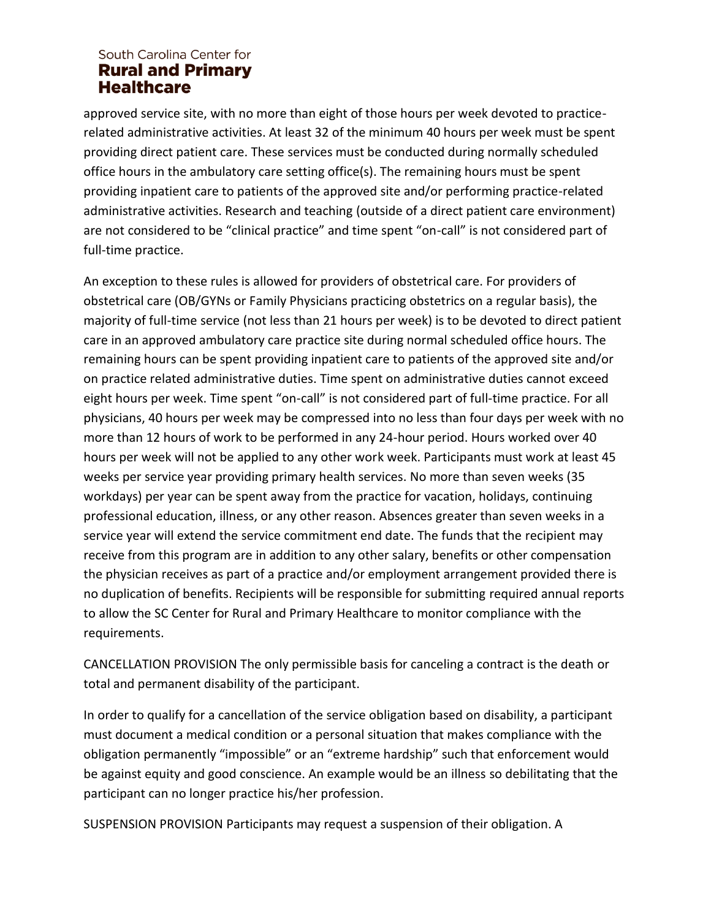approved service site, with no more than eight of those hours per week devoted to practice-related administrative activities. At least 32 of the minimum 40 hours per week must be spent providing direct patient care. These services must be conducted during normally scheduled office hours in the ambulatory care setting office(s). The remaining hours must be spent providing inpatient care to patients of the approved site and/or performing practice-related administrative activities. Research and teaching (outside of a direct patient care environment) are not considered to be "clinical practice" and time spent "on-call" is not considered part of full-time practice.

An exception to these rules is allowed for providers of obstetrical care. For providers of obstetrical care (OB/GYNs or Family Physicians practicing obstetrics on a regular basis), the majority of full-time service (not less than 21 hours per week) is to be devoted to direct patient care in an approved ambulatory care practice site during normal scheduled office hours. The remaining hours can be spent providing inpatient care to patients of the approved site and/or on practice related administrative duties. Time spent on administrative duties cannot exceed eight hours per week. Time spent "on-call" is not considered part of full-time practice. For all physicians, 40 hours per week may be compressed into no less than four days per week with no more than 12 hours of work to be performed in any 24-hour period. Hours worked over 40 hours per week will not be applied to any other work week. Participants must work at least 45 weeks per service year providing primary health services. No more than seven weeks (35 workdays) per year can be spent away from the practice for vacation, holidays, continuing professional education, illness, or any other reason. Absences greater than seven weeks in a service year will extend the service commitment end date. The funds that the recipient may receive from this program are in addition to any other salary, benefits or other compensation the physician receives as part of a practice and/or employment arrangement provided there is no duplication of benefits. Recipients will be responsible for submitting required annual reports to allow the SC Center for Rural and Primary Healthcare to monitor compliance with the requirements.

CANCELLATION PROVISION The only permissible basis for canceling a contract is the death or total and permanent disability of the participant.

In order to qualify for a cancellation of the service obligation based on disability, a participant must document a medical condition or a personal situation that makes compliance with the obligation permanently "impossible" or an "extreme hardship" such that enforcement would be against equity and good conscience. An example would be an illness so debilitating that the participant can no longer practice his/her profession.

SUSPENSION PROVISION Participants may request a suspension of their obligation. A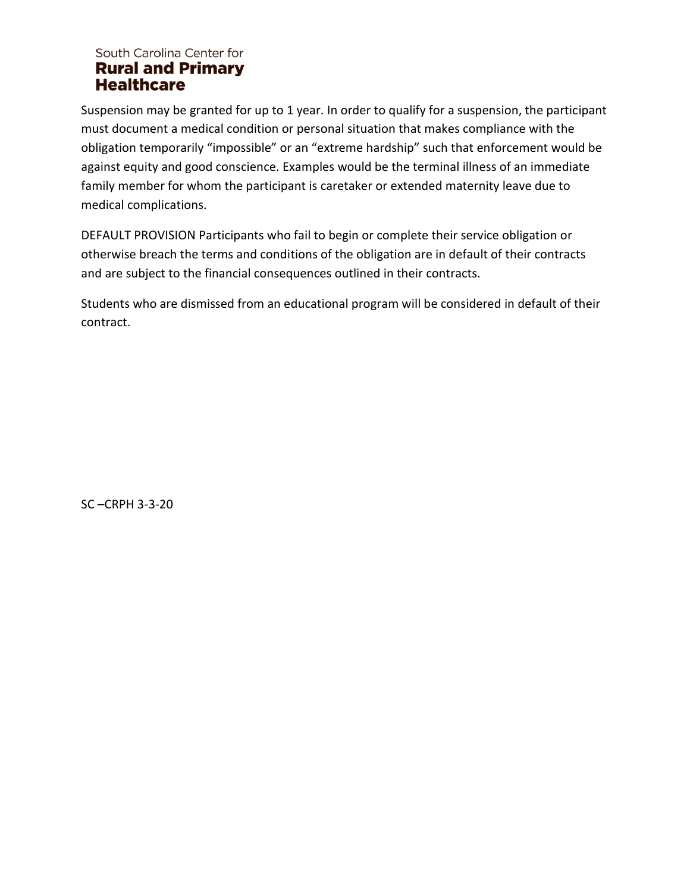Suspension may be granted for up to 1 year. In order to qualify for a suspension, the participant must document a medical condition or personal situation that makes compliance with the obligation temporarily "impossible" or an "extreme hardship" such that enforcement would be against equity and good conscience. Examples would be the terminal illness of an immediate family member for whom the participant is caretaker or extended maternity leave due to medical complications.

DEFAULT PROVISION Participants who fail to begin or complete their service obligation or otherwise breach the terms and conditions of the obligation are in default of their contracts and are subject to the financial consequences outlined in their contracts.

Students who are dismissed from an educational program will be considered in default of their contract.

SC –CRPH 3-3-20